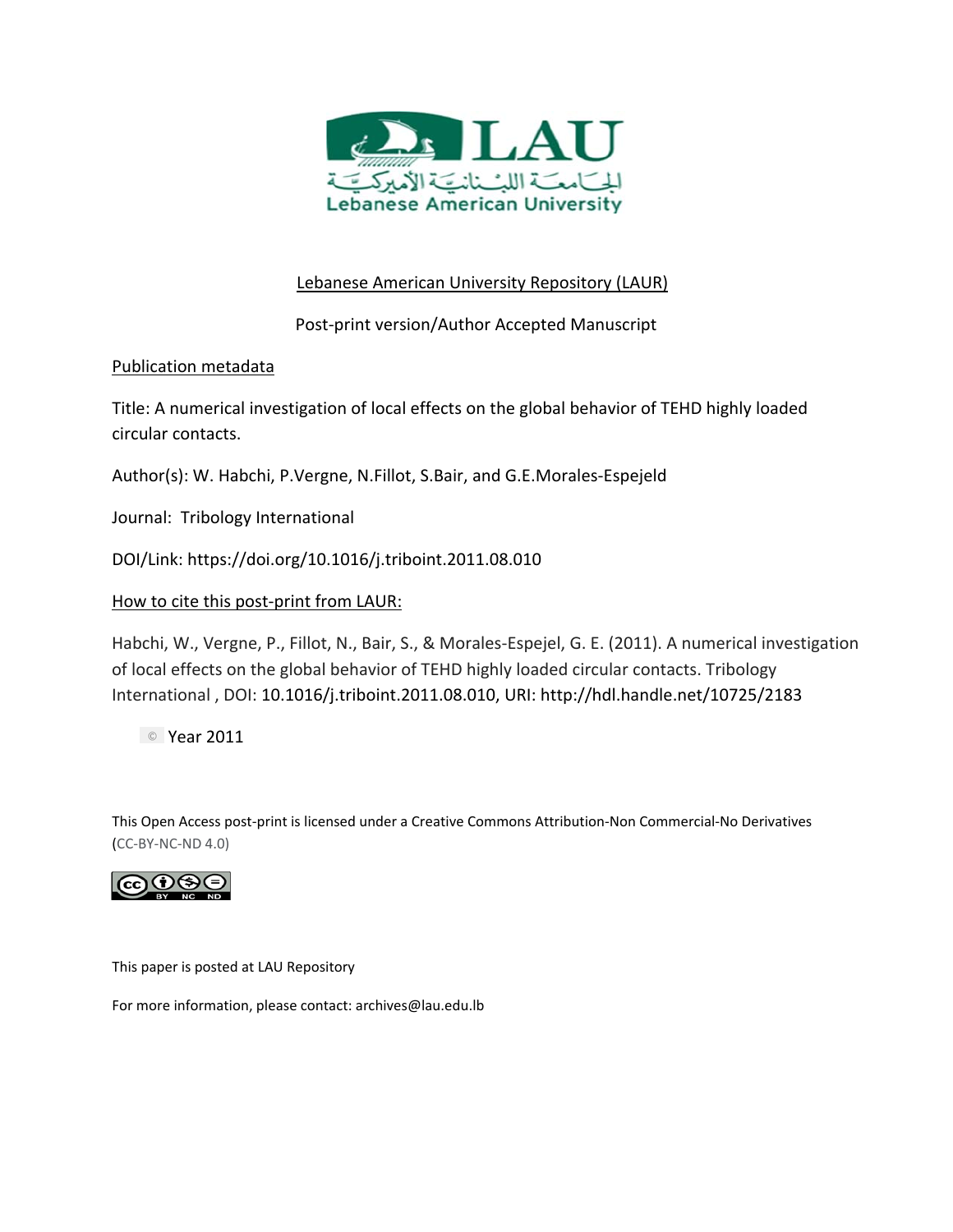Lebanese American University Repository (LAUR)

Post-print version/Author Accepted Manuscript

Publication metadata

Title: A numerical investigation of local effects on the global behavior of TEHD highly loaded circular contacts.

Author(s): W. Habchi, P.Vergne, N.Fillot, S.Bair, and G.E.Morales-Espejeld

Journal: Tribology International

DOI/Link: https://doi.org/10.1016/j.triboint.2011.08.010

How to cite this post-print from LAUR:

Habchi, W., Vergne, P., Fillot, N., Bair, S., & Morales-Espejel, G. E. (2011). A numerical investigation of local effects on the global behavior of TEHD highly loaded circular contacts. Tribology International , DOI: 10.1016/j.triboint.2011.08.010, URI: http://hdl.handle.net/10725/2183

© Year 2011

This Open Access post-print is licensed under a Creative Commons Attribution-Non Commercial-No Derivatives (CC-BY-NC-ND 4.0)

This paper is posted at LAU Repository

For more information, please contact: archives@lau.edu.lb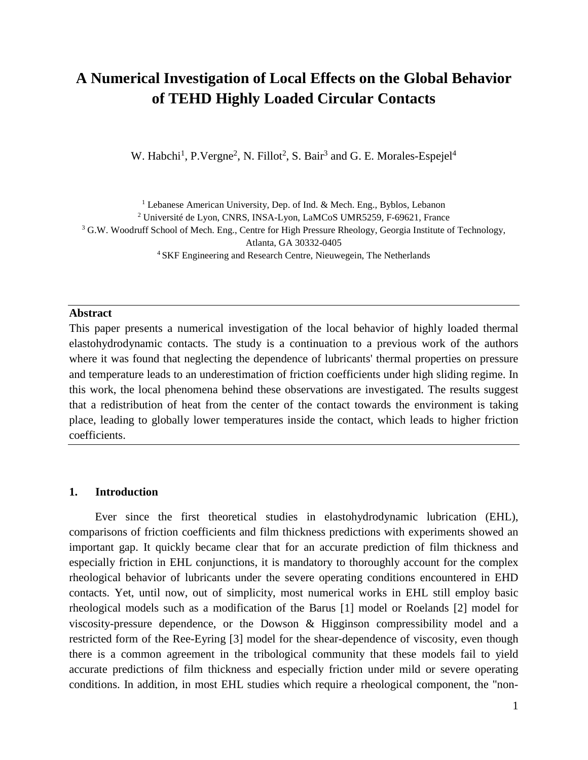# A Numerical Investigation of Local Effects on the Global Behavior of TEHD Highly Loaded Circular Contacts

W. Habchi[1], P.Vergne[2], N. Fillot[2], S. Bair[3] and G. E. Morales-Espejel[4]

[1] Lebanese American University, Dep. of Ind. & Mech. Eng., Byblos, Lebanon
[2] Université de Lyon, CNRS, INSA-Lyon, LaMCoS UMR5259, F-69621, France
[3] G.W. Woodruff School of Mech. Eng., Centre for High Pressure Rheology, Georgia Institute of Technology, Atlanta, GA 30332-0405
[4] SKF Engineering and Research Centre, Nieuwegein, The Netherlands

## Abstract

This paper presents a numerical investigation of the local behavior of highly loaded thermal elastohydrodynamic contacts. The study is a continuation to a previous work of the authors where it was found that neglecting the dependence of lubricants' thermal properties on pressure and temperature leads to an underestimation of friction coefficients under high sliding regime. In this work, the local phenomena behind these observations are investigated. The results suggest that a redistribution of heat from the center of the contact towards the environment is taking place, leading to globally lower temperatures inside the contact, which leads to higher friction coefficients.

## 1. Introduction

Ever since the first theoretical studies in elastohydrodynamic lubrication (EHL), comparisons of friction coefficients and film thickness predictions with experiments showed an important gap. It quickly became clear that for an accurate prediction of film thickness and especially friction in EHL conjunctions, it is mandatory to thoroughly account for the complex rheological behavior of lubricants under the severe operating conditions encountered in EHD contacts. Yet, until now, out of simplicity, most numerical works in EHL still employ basic rheological models such as a modification of the Barus [1] model or Roelands [2] model for viscosity-pressure dependence, or the Dowson & Higginson compressibility model and a restricted form of the Ree-Eyring [3] model for the shear-dependence of viscosity, even though there is a common agreement in the tribological community that these models fail to yield accurate predictions of film thickness and especially friction under mild or severe operating conditions. In addition, in most EHL studies which require a rheological component, the "non-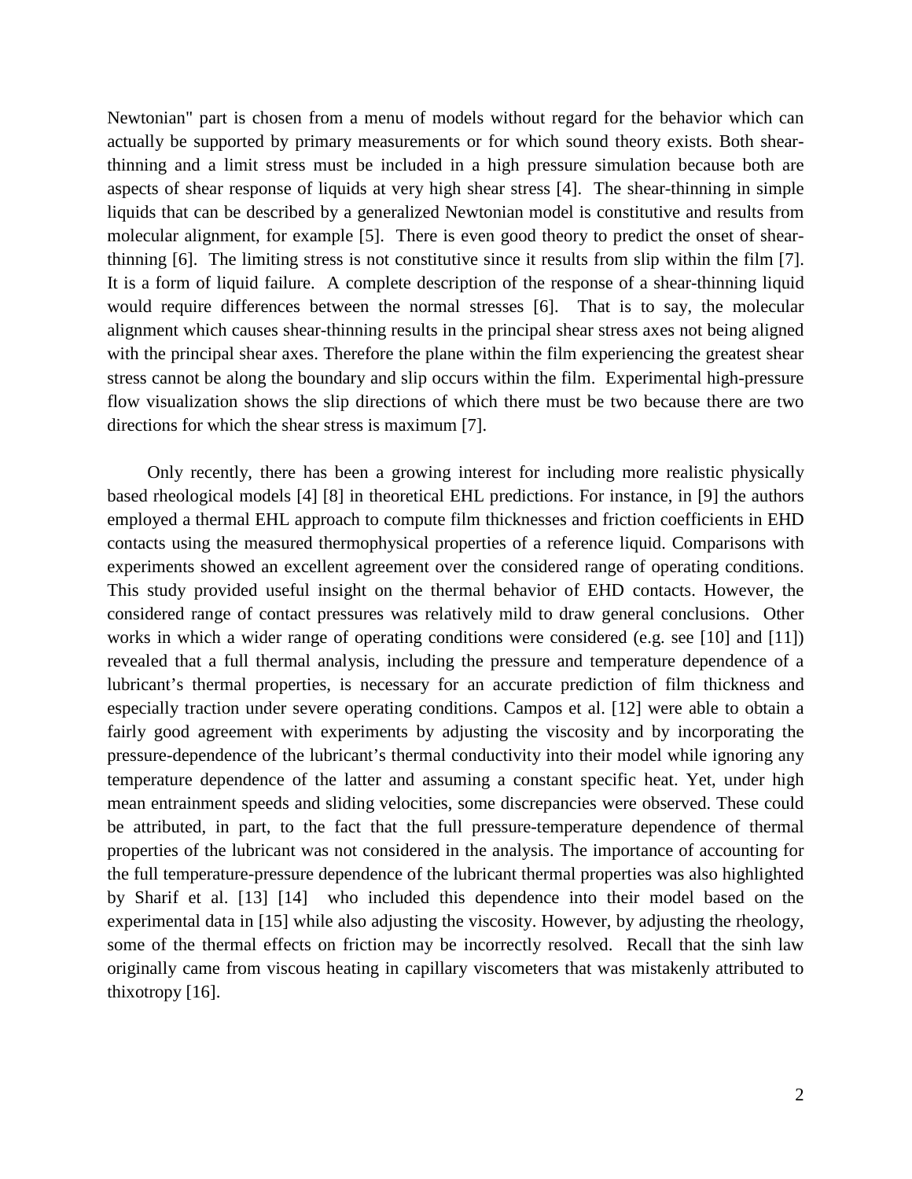Newtonian" part is chosen from a menu of models without regard for the behavior which can actually be supported by primary measurements or for which sound theory exists. Both shear-thinning and a limit stress must be included in a high pressure simulation because both are aspects of shear response of liquids at very high shear stress [4]. The shear-thinning in simple liquids that can be described by a generalized Newtonian model is constitutive and results from molecular alignment, for example [5]. There is even good theory to predict the onset of shear-thinning [6]. The limiting stress is not constitutive since it results from slip within the film [7]. It is a form of liquid failure. A complete description of the response of a shear-thinning liquid would require differences between the normal stresses [6]. That is to say, the molecular alignment which causes shear-thinning results in the principal shear stress axes not being aligned with the principal shear axes. Therefore the plane within the film experiencing the greatest shear stress cannot be along the boundary and slip occurs within the film. Experimental high-pressure flow visualization shows the slip directions of which there must be two because there are two directions for which the shear stress is maximum [7].

Only recently, there has been a growing interest for including more realistic physically based rheological models [4] [8] in theoretical EHL predictions. For instance, in [9] the authors employed a thermal EHL approach to compute film thicknesses and friction coefficients in EHD contacts using the measured thermophysical properties of a reference liquid. Comparisons with experiments showed an excellent agreement over the considered range of operating conditions. This study provided useful insight on the thermal behavior of EHD contacts. However, the considered range of contact pressures was relatively mild to draw general conclusions. Other works in which a wider range of operating conditions were considered (e.g. see [10] and [11]) revealed that a full thermal analysis, including the pressure and temperature dependence of a lubricant's thermal properties, is necessary for an accurate prediction of film thickness and especially traction under severe operating conditions. Campos et al. [12] were able to obtain a fairly good agreement with experiments by adjusting the viscosity and by incorporating the pressure-dependence of the lubricant's thermal conductivity into their model while ignoring any temperature dependence of the latter and assuming a constant specific heat. Yet, under high mean entrainment speeds and sliding velocities, some discrepancies were observed. These could be attributed, in part, to the fact that the full pressure-temperature dependence of thermal properties of the lubricant was not considered in the analysis. The importance of accounting for the full temperature-pressure dependence of the lubricant thermal properties was also highlighted by Sharif et al. [13] [14] who included this dependence into their model based on the experimental data in [15] while also adjusting the viscosity. However, by adjusting the rheology, some of the thermal effects on friction may be incorrectly resolved. Recall that the sinh law originally came from viscous heating in capillary viscometers that was mistakenly attributed to thixotropy [16].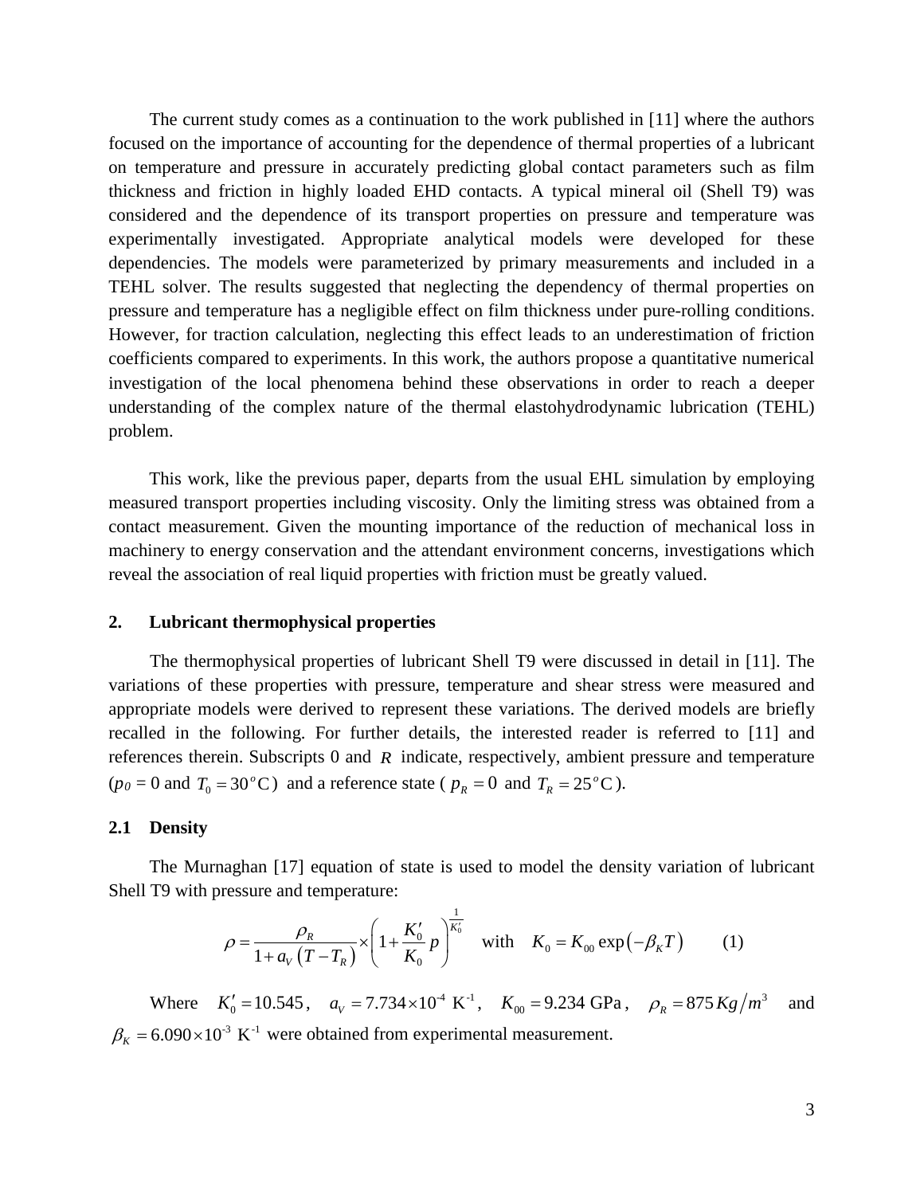The current study comes as a continuation to the work published in [11] where the authors focused on the importance of accounting for the dependence of thermal properties of a lubricant on temperature and pressure in accurately predicting global contact parameters such as film thickness and friction in highly loaded EHD contacts. A typical mineral oil (Shell T9) was considered and the dependence of its transport properties on pressure and temperature was experimentally investigated. Appropriate analytical models were developed for these dependencies. The models were parameterized by primary measurements and included in a TEHL solver. The results suggested that neglecting the dependency of thermal properties on pressure and temperature has a negligible effect on film thickness under pure-rolling conditions. However, for traction calculation, neglecting this effect leads to an underestimation of friction coefficients compared to experiments. In this work, the authors propose a quantitative numerical investigation of the local phenomena behind these observations in order to reach a deeper understanding of the complex nature of the thermal elastohydrodynamic lubrication (TEHL) problem.

This work, like the previous paper, departs from the usual EHL simulation by employing measured transport properties including viscosity. Only the limiting stress was obtained from a contact measurement. Given the mounting importance of the reduction of mechanical loss in machinery to energy conservation and the attendant environment concerns, investigations which reveal the association of real liquid properties with friction must be greatly valued.

## 2. Lubricant thermophysical properties

The thermophysical properties of lubricant Shell T9 were discussed in detail in [11]. The variations of these properties with pressure, temperature and shear stress were measured and appropriate models were derived to represent these variations. The derived models are briefly recalled in the following. For further details, the interested reader is referred to [11] and references therein. Subscripts 0 and $R$ indicate, respectively, ambient pressure and temperature ($p_0 = 0$ and $T_0 = 30^o\text{C}$) and a reference state ($p_R = 0$ and $T_R = 25^o\text{C}$).

### 2.1 Density

The Murnaghan [17] equation of state is used to model the density variation of lubricant Shell T9 with pressure and temperature:

$$\rho = \frac{\rho_R}{1 + a_V\left(T - T_R\right)} \times \left(1 + \frac{K_0'}{K_0}p\right)^{\frac{1}{K_0'}} \quad \text{with} \quad K_0 = K_{00}\exp\left(-\beta_K T\right) \qquad (1)$$

Where $K_0' = 10.545$, $a_V = 7.734 \times 10^{-4}\ \text{K}^{-1}$, $K_{00} = 9.234\ \text{GPa}$, $\rho_R = 875\,Kg/m^3$ and $\beta_K = 6.090 \times 10^{-3}\ \text{K}^{-1}$ were obtained from experimental measurement.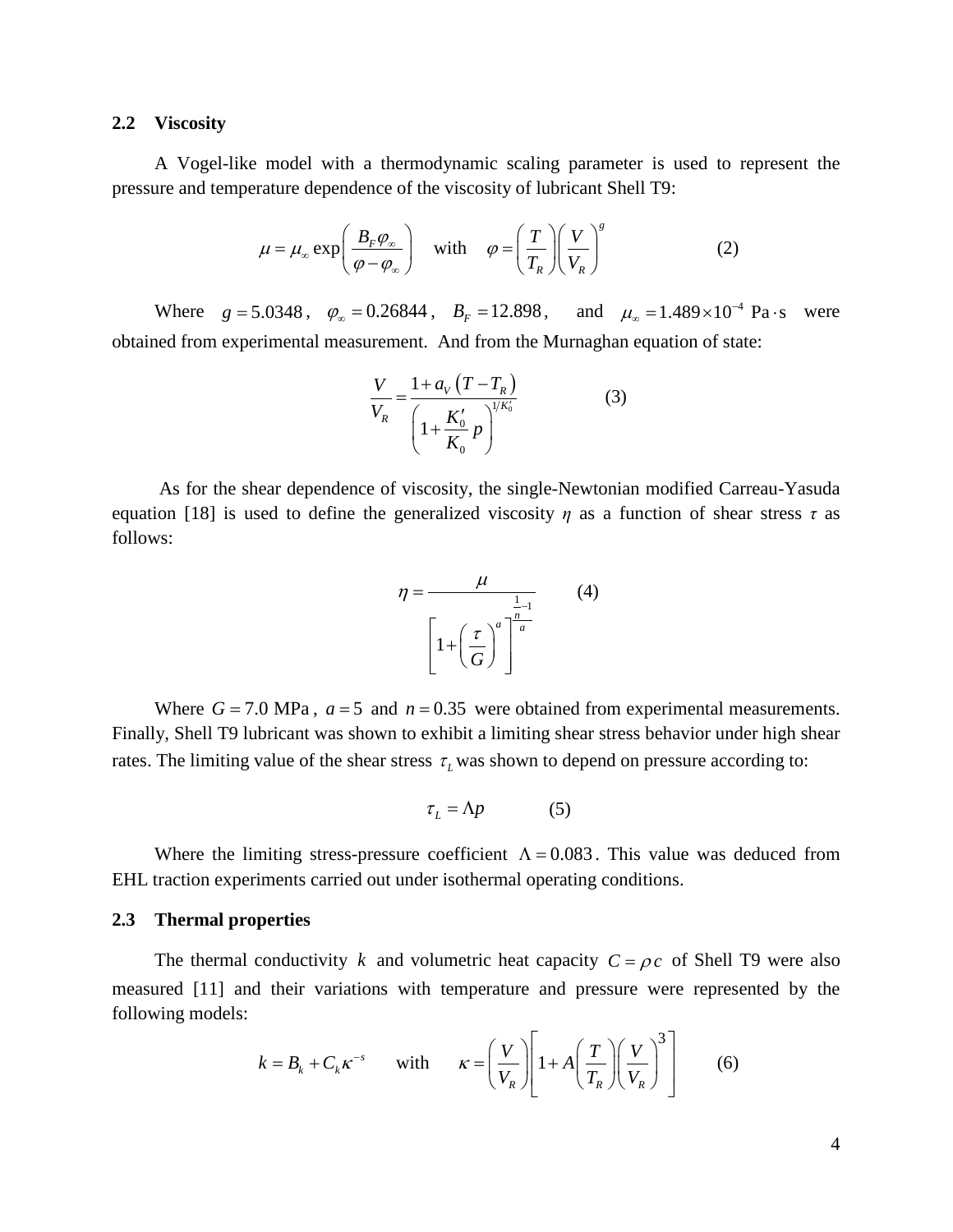### 2.2 Viscosity

A Vogel-like model with a thermodynamic scaling parameter is used to represent the pressure and temperature dependence of the viscosity of lubricant Shell T9:

$$\mu = \mu_\infty \exp\left(\frac{B_F \varphi_\infty}{\varphi - \varphi_\infty}\right) \quad \text{with} \quad \varphi = \left(\frac{T}{T_R}\right)\left(\frac{V}{V_R}\right)^g \qquad (2)$$

Where $g = 5.0348$, $\varphi_\infty = 0.26844$, $B_F = 12.898$, and $\mu_\infty = 1.489 \times 10^{-4}\ \text{Pa} \cdot \text{s}$ were obtained from experimental measurement. And from the Murnaghan equation of state:

$$\frac{V}{V_R} = \frac{1 + a_V\left(T - T_R\right)}{\left(1 + \frac{K_0'}{K_0} p\right)^{1/K_0'}} \qquad (3)$$

As for the shear dependence of viscosity, the single-Newtonian modified Carreau-Yasuda equation [18] is used to define the generalized viscosity $\eta$ as a function of shear stress $\tau$ as follows:

$$\eta = \frac{\mu}{\left[1 + \left(\frac{\tau}{G}\right)^a\right]^{\frac{\frac{1}{n} - 1}{a}}} \qquad (4)$$

Where $G = 7.0\ \text{MPa}$, $a = 5$ and $n = 0.35$ were obtained from experimental measurements. Finally, Shell T9 lubricant was shown to exhibit a limiting shear stress behavior under high shear rates. The limiting value of the shear stress $\tau_L$ was shown to depend on pressure according to:

$$\tau_L = \Lambda p \qquad (5)$$

Where the limiting stress-pressure coefficient $\Lambda = 0.083$. This value was deduced from EHL traction experiments carried out under isothermal operating conditions.

### 2.3 Thermal properties

The thermal conductivity $k$ and volumetric heat capacity $C = \rho c$ of Shell T9 were also measured [11] and their variations with temperature and pressure were represented by the following models:

$$k = B_k + C_k \kappa^{-s} \quad \text{with} \quad \kappa = \left(\frac{V}{V_R}\right)\left[1 + A\left(\frac{T}{T_R}\right)\left(\frac{V}{V_R}\right)^3\right] \qquad (6)$$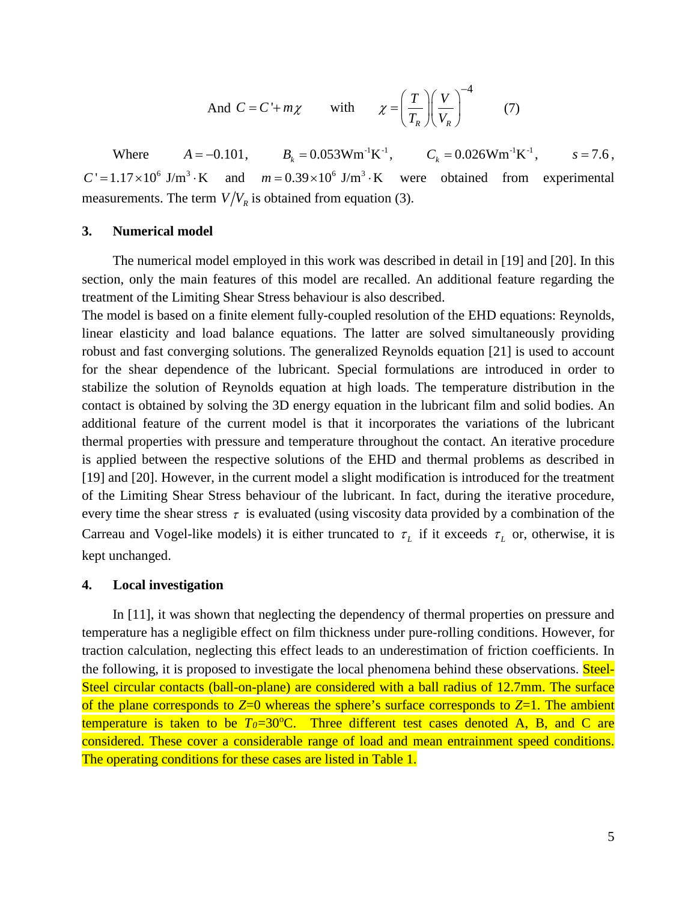$$\text{And } C = C' + m\chi \qquad \text{with} \qquad \chi = \left(\frac{T}{T_R}\right)\left(\frac{V}{V_R}\right)^{-4} \qquad (7)$$

Where $A = -0.101$, $B_k = 0.053\text{Wm}^{-1}\text{K}^{-1}$, $C_k = 0.026\text{Wm}^{-1}\text{K}^{-1}$, $s = 7.6$, $C' = 1.17\times10^{6}\ \text{J/m}^3\cdot\text{K}$ and $m = 0.39\times10^{6}\ \text{J/m}^3\cdot\text{K}$ were obtained from experimental measurements. The term $V/V_R$ is obtained from equation (3).

## 3. Numerical model

The numerical model employed in this work was described in detail in [19] and [20]. In this section, only the main features of this model are recalled. An additional feature regarding the treatment of the Limiting Shear Stress behaviour is also described.

The model is based on a finite element fully-coupled resolution of the EHD equations: Reynolds, linear elasticity and load balance equations. The latter are solved simultaneously providing robust and fast converging solutions. The generalized Reynolds equation [21] is used to account for the shear dependence of the lubricant. Special formulations are introduced in order to stabilize the solution of Reynolds equation at high loads. The temperature distribution in the contact is obtained by solving the 3D energy equation in the lubricant film and solid bodies. An additional feature of the current model is that it incorporates the variations of the lubricant thermal properties with pressure and temperature throughout the contact. An iterative procedure is applied between the respective solutions of the EHD and thermal problems as described in [19] and [20]. However, in the current model a slight modification is introduced for the treatment of the Limiting Shear Stress behaviour of the lubricant. In fact, during the iterative procedure, every time the shear stress $\tau$ is evaluated (using viscosity data provided by a combination of the Carreau and Vogel-like models) it is either truncated to $\tau_L$ if it exceeds $\tau_L$ or, otherwise, it is kept unchanged.

## 4. Local investigation

In [11], it was shown that neglecting the dependency of thermal properties on pressure and temperature has a negligible effect on film thickness under pure-rolling conditions. However, for traction calculation, neglecting this effect leads to an underestimation of friction coefficients. In the following, it is proposed to investigate the local phenomena behind these observations. Steel-Steel circular contacts (ball-on-plane) are considered with a ball radius of 12.7mm. The surface of the plane corresponds to $Z$=0 whereas the sphere's surface corresponds to $Z$=1. The ambient temperature is taken to be $T_0$=30°C. Three different test cases denoted A, B, and C are considered. These cover a considerable range of load and mean entrainment speed conditions. The operating conditions for these cases are listed in Table 1.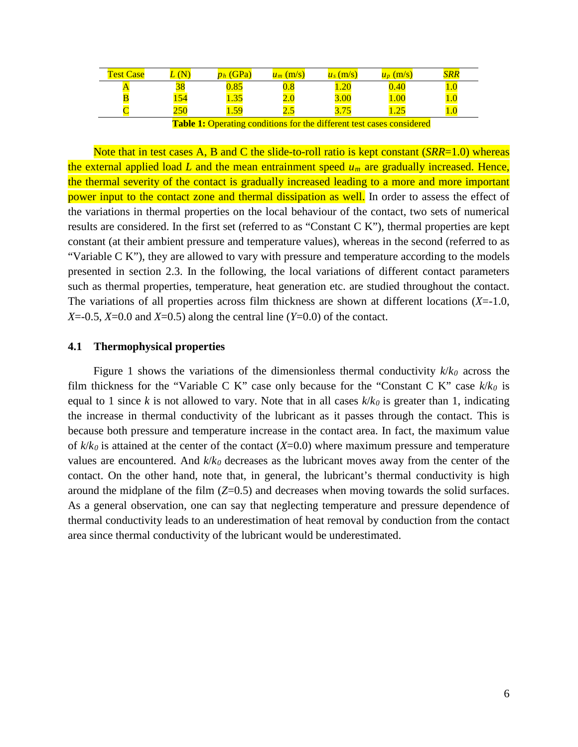| Test Case | $L$ (N) | $p_h$ (GPa) | $u_m$ (m/s) | $u_s$ (m/s) | $u_p$ (m/s) | $SRR$ |
|---|---|---|---|---|---|---|
| A | 38 | 0.85 | 0.8 | 1.20 | 0.40 | 1.0 |
| B | 154 | 1.35 | 2.0 | 3.00 | 1.00 | 1.0 |
| C | 250 | 1.59 | 2.5 | 3.75 | 1.25 | 1.0 |

**Table 1:** Operating conditions for the different test cases considered

Note that in test cases A, B and C the slide-to-roll ratio is kept constant ($SRR$=1.0) whereas the external applied load $L$ and the mean entrainment speed $u_m$ are gradually increased. Hence, the thermal severity of the contact is gradually increased leading to a more and more important power input to the contact zone and thermal dissipation as well. In order to assess the effect of the variations in thermal properties on the local behaviour of the contact, two sets of numerical results are considered. In the first set (referred to as "Constant C K"), thermal properties are kept constant (at their ambient pressure and temperature values), whereas in the second (referred to as "Variable C K"), they are allowed to vary with pressure and temperature according to the models presented in section 2.3. In the following, the local variations of different contact parameters such as thermal properties, temperature, heat generation etc. are studied throughout the contact. The variations of all properties across film thickness are shown at different locations ($X$=-1.0, $X$=-0.5, $X$=0.0 and $X$=0.5) along the central line ($Y$=0.0) of the contact.

### 4.1 Thermophysical properties

Figure 1 shows the variations of the dimensionless thermal conductivity $k/k_0$ across the film thickness for the "Variable C K" case only because for the "Constant C K" case $k/k_0$ is equal to 1 since $k$ is not allowed to vary. Note that in all cases $k/k_0$ is greater than 1, indicating the increase in thermal conductivity of the lubricant as it passes through the contact. This is because both pressure and temperature increase in the contact area. In fact, the maximum value of $k/k_0$ is attained at the center of the contact ($X$=0.0) where maximum pressure and temperature values are encountered. And $k/k_0$ decreases as the lubricant moves away from the center of the contact. On the other hand, note that, in general, the lubricant's thermal conductivity is high around the midplane of the film ($Z$=0.5) and decreases when moving towards the solid surfaces. As a general observation, one can say that neglecting temperature and pressure dependence of thermal conductivity leads to an underestimation of heat removal by conduction from the contact area since thermal conductivity of the lubricant would be underestimated.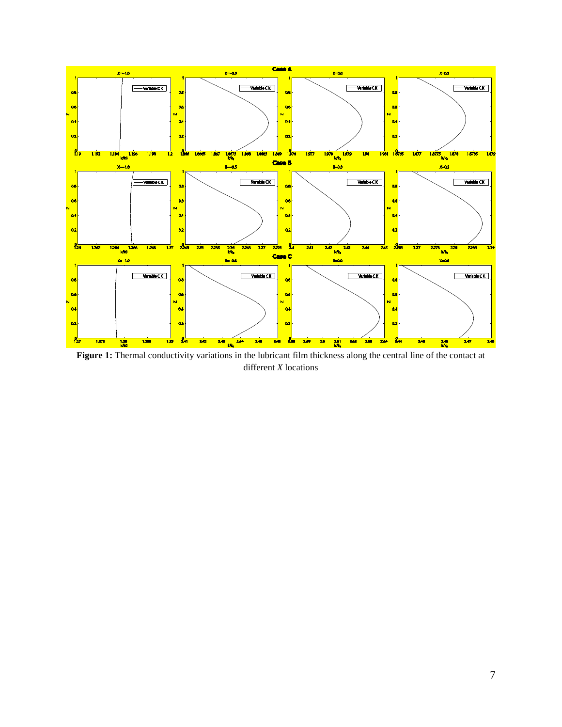**Figure 1:** Thermal conductivity variations in the lubricant film thickness along the central line of the contact at different *X* locations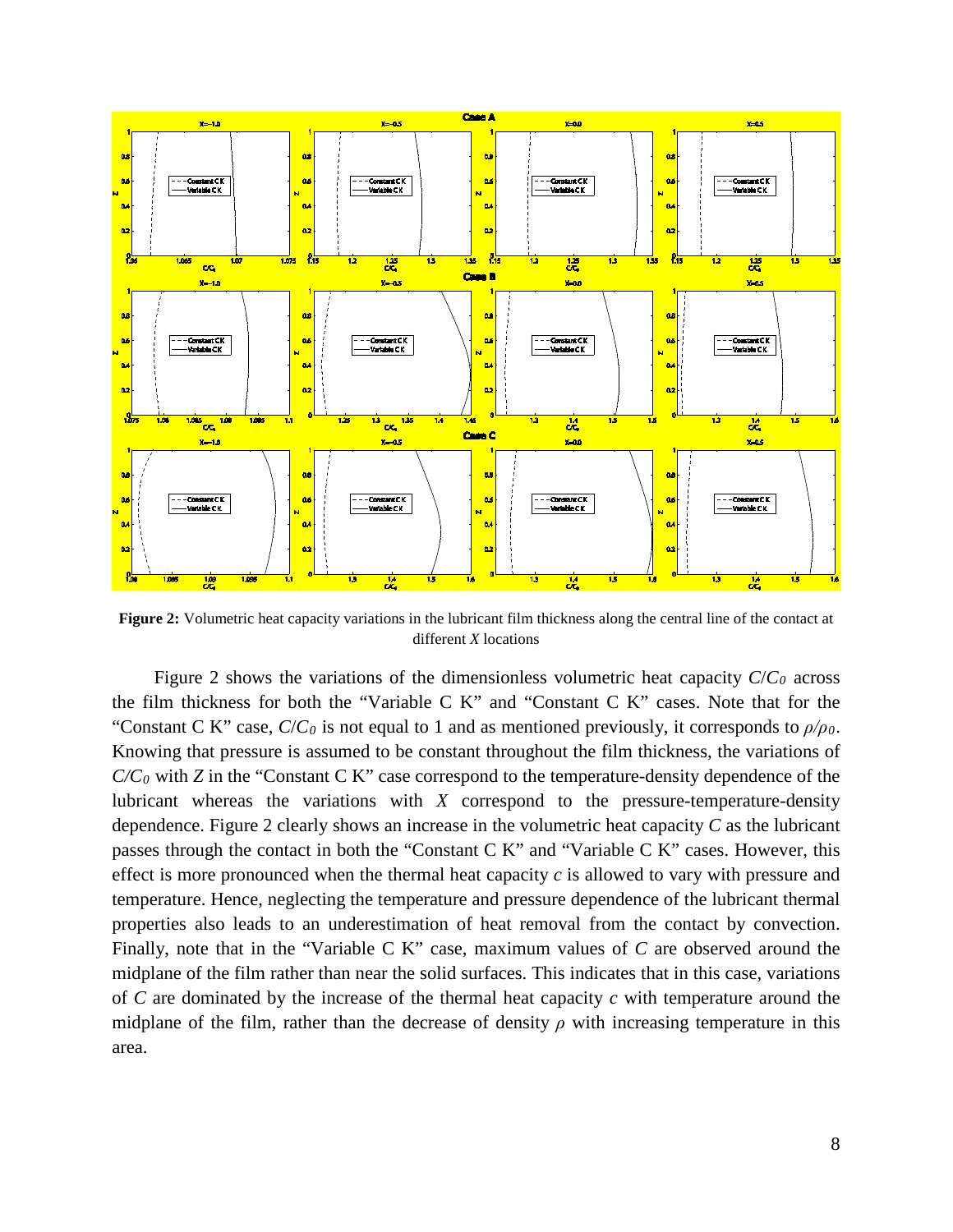**Figure 2:** Volumetric heat capacity variations in the lubricant film thickness along the central line of the contact at different *X* locations

Figure 2 shows the variations of the dimensionless volumetric heat capacity $C/C_0$ across the film thickness for both the "Variable C K" and "Constant C K" cases. Note that for the "Constant C K" case, $C/C_0$ is not equal to 1 and as mentioned previously, it corresponds to $\rho/\rho_0$. Knowing that pressure is assumed to be constant throughout the film thickness, the variations of $C/C_0$ with $Z$ in the "Constant C K" case correspond to the temperature-density dependence of the lubricant whereas the variations with $X$ correspond to the pressure-temperature-density dependence. Figure 2 clearly shows an increase in the volumetric heat capacity $C$ as the lubricant passes through the contact in both the "Constant C K" and "Variable C K" cases. However, this effect is more pronounced when the thermal heat capacity $c$ is allowed to vary with pressure and temperature. Hence, neglecting the temperature and pressure dependence of the lubricant thermal properties also leads to an underestimation of heat removal from the contact by convection. Finally, note that in the "Variable C K" case, maximum values of $C$ are observed around the midplane of the film rather than near the solid surfaces. This indicates that in this case, variations of $C$ are dominated by the increase of the thermal heat capacity $c$ with temperature around the midplane of the film, rather than the decrease of density $\rho$ with increasing temperature in this area.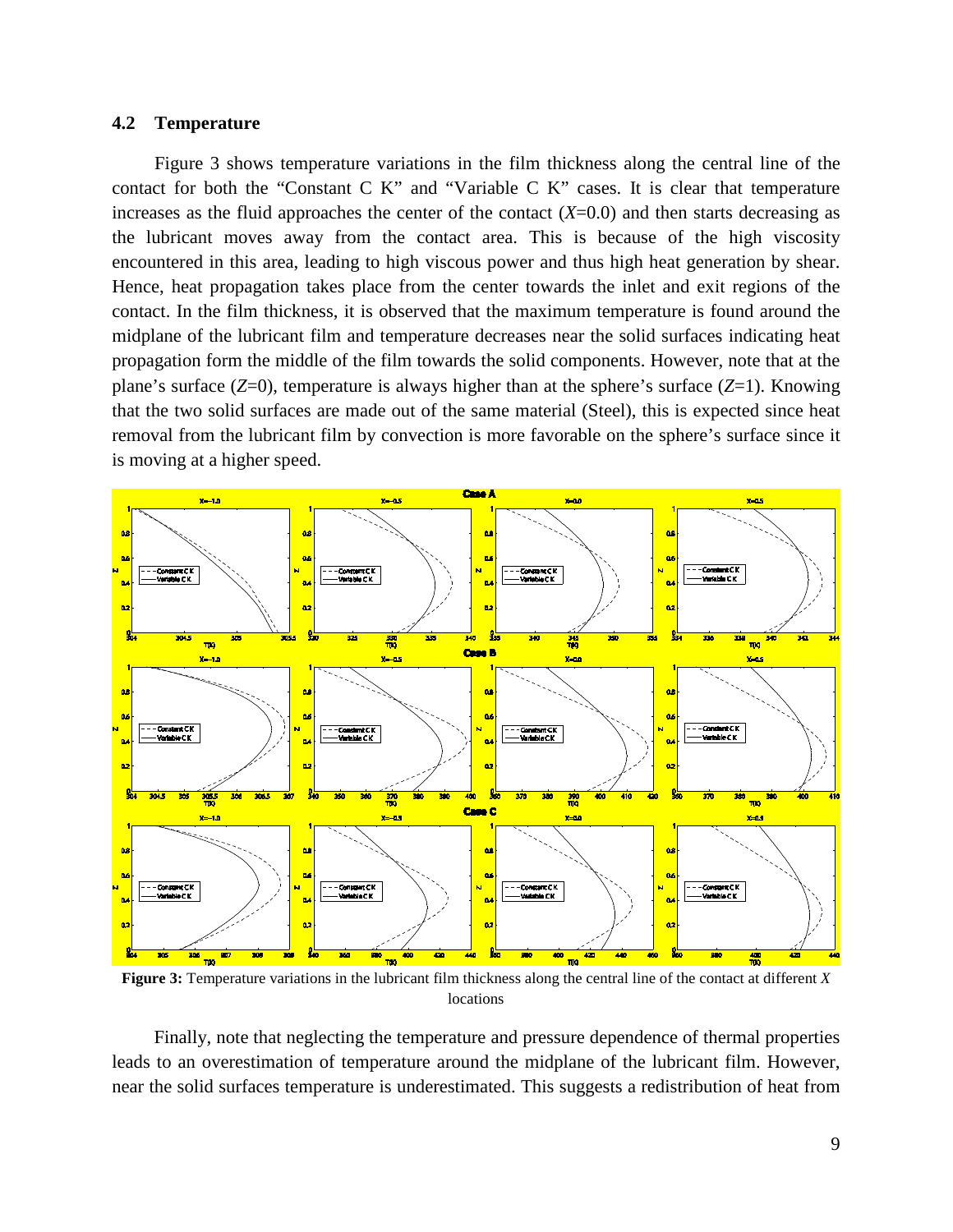### 4.2 Temperature

Figure 3 shows temperature variations in the film thickness along the central line of the contact for both the "Constant C K" and "Variable C K" cases. It is clear that temperature increases as the fluid approaches the center of the contact ($X$=0.0) and then starts decreasing as the lubricant moves away from the contact area. This is because of the high viscosity encountered in this area, leading to high viscous power and thus high heat generation by shear. Hence, heat propagation takes place from the center towards the inlet and exit regions of the contact. In the film thickness, it is observed that the maximum temperature is found around the midplane of the lubricant film and temperature decreases near the solid surfaces indicating heat propagation form the middle of the film towards the solid components. However, note that at the plane's surface ($Z$=0), temperature is always higher than at the sphere's surface ($Z$=1). Knowing that the two solid surfaces are made out of the same material (Steel), this is expected since heat removal from the lubricant film by convection is more favorable on the sphere's surface since it is moving at a higher speed.

**Figure 3:** Temperature variations in the lubricant film thickness along the central line of the contact at different $X$ locations

Finally, note that neglecting the temperature and pressure dependence of thermal properties leads to an overestimation of temperature around the midplane of the lubricant film. However, near the solid surfaces temperature is underestimated. This suggests a redistribution of heat from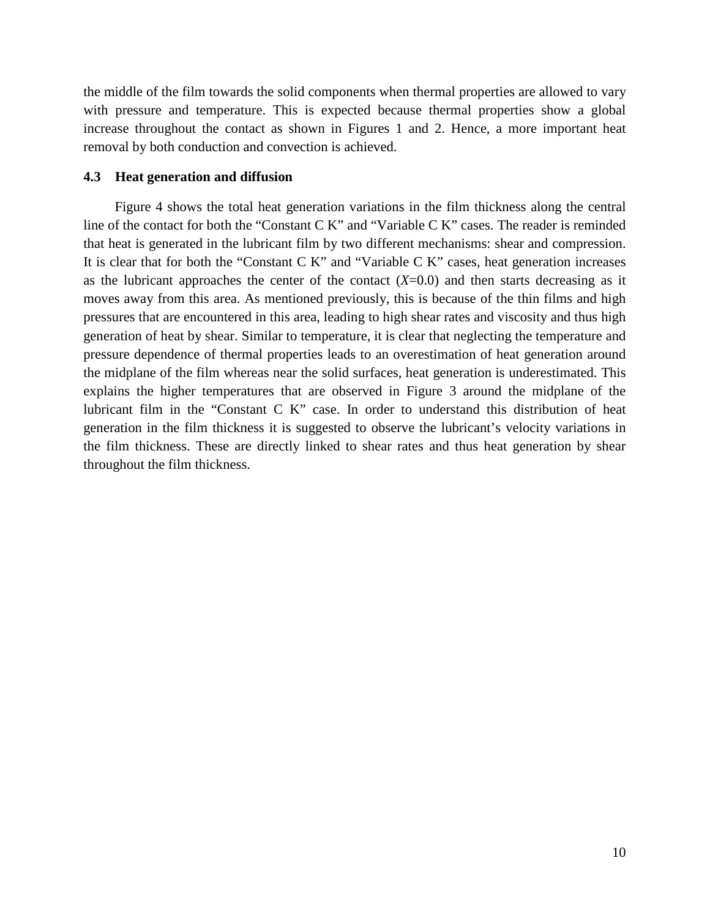the middle of the film towards the solid components when thermal properties are allowed to vary with pressure and temperature. This is expected because thermal properties show a global increase throughout the contact as shown in Figures 1 and 2. Hence, a more important heat removal by both conduction and convection is achieved.

### 4.3 Heat generation and diffusion

Figure 4 shows the total heat generation variations in the film thickness along the central line of the contact for both the "Constant C K" and "Variable C K" cases. The reader is reminded that heat is generated in the lubricant film by two different mechanisms: shear and compression. It is clear that for both the "Constant C K" and "Variable C K" cases, heat generation increases as the lubricant approaches the center of the contact ($X$=0.0) and then starts decreasing as it moves away from this area. As mentioned previously, this is because of the thin films and high pressures that are encountered in this area, leading to high shear rates and viscosity and thus high generation of heat by shear. Similar to temperature, it is clear that neglecting the temperature and pressure dependence of thermal properties leads to an overestimation of heat generation around the midplane of the film whereas near the solid surfaces, heat generation is underestimated. This explains the higher temperatures that are observed in Figure 3 around the midplane of the lubricant film in the "Constant C K" case. In order to understand this distribution of heat generation in the film thickness it is suggested to observe the lubricant's velocity variations in the film thickness. These are directly linked to shear rates and thus heat generation by shear throughout the film thickness.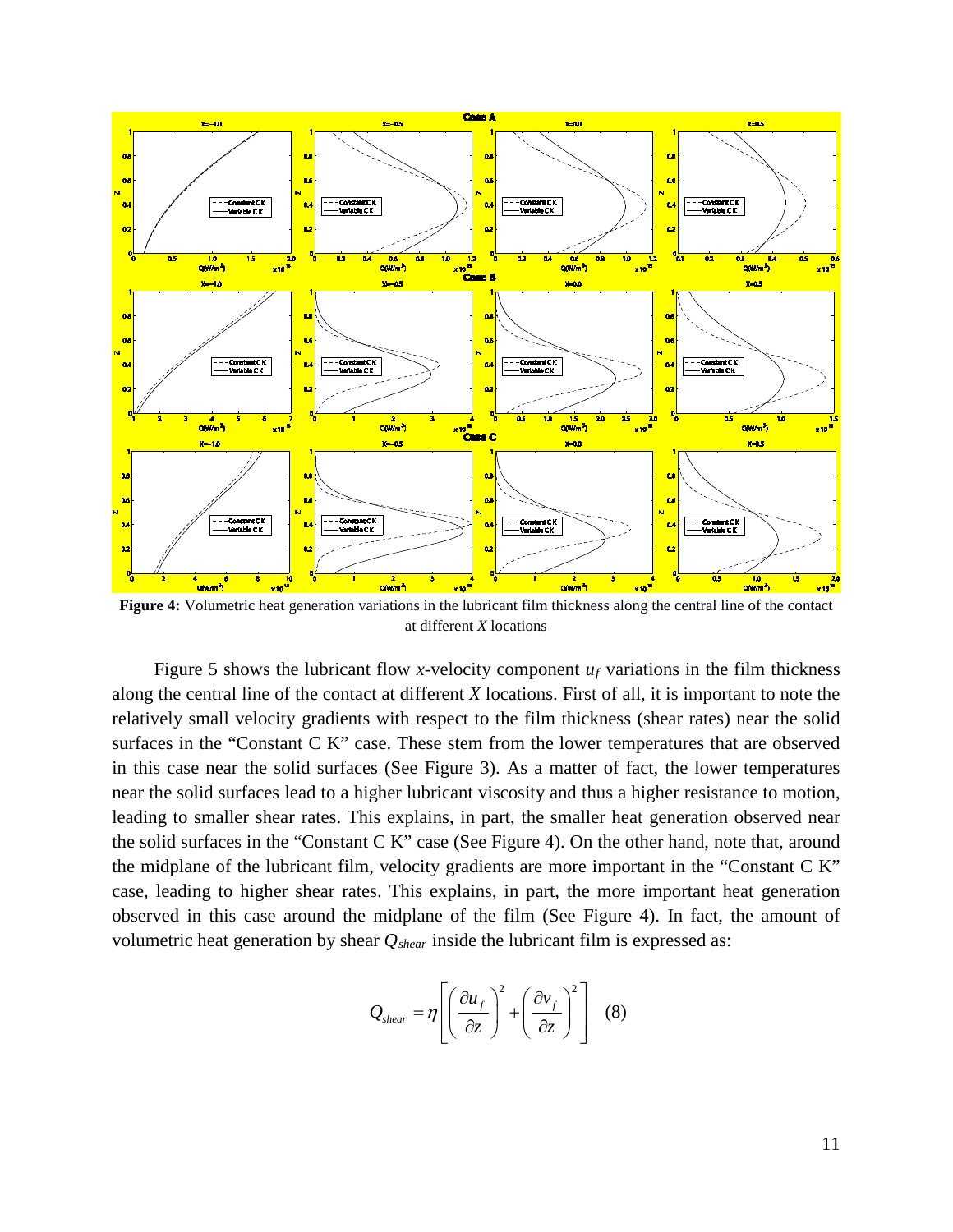**Figure 4:** Volumetric heat generation variations in the lubricant film thickness along the central line of the contact at different *X* locations

Figure 5 shows the lubricant flow *x*-velocity component $u_f$ variations in the film thickness along the central line of the contact at different *X* locations. First of all, it is important to note the relatively small velocity gradients with respect to the film thickness (shear rates) near the solid surfaces in the "Constant C K" case. These stem from the lower temperatures that are observed in this case near the solid surfaces (See Figure 3). As a matter of fact, the lower temperatures near the solid surfaces lead to a higher lubricant viscosity and thus a higher resistance to motion, leading to smaller shear rates. This explains, in part, the smaller heat generation observed near the solid surfaces in the "Constant C K" case (See Figure 4). On the other hand, note that, around the midplane of the lubricant film, velocity gradients are more important in the "Constant C K" case, leading to higher shear rates. This explains, in part, the more important heat generation observed in this case around the midplane of the film (See Figure 4). In fact, the amount of volumetric heat generation by shear $Q_{shear}$ inside the lubricant film is expressed as:

$$Q_{shear} = \eta \left[ \left( \frac{\partial u_f}{\partial z} \right)^2 + \left( \frac{\partial v_f}{\partial z} \right)^2 \right] \quad (8)$$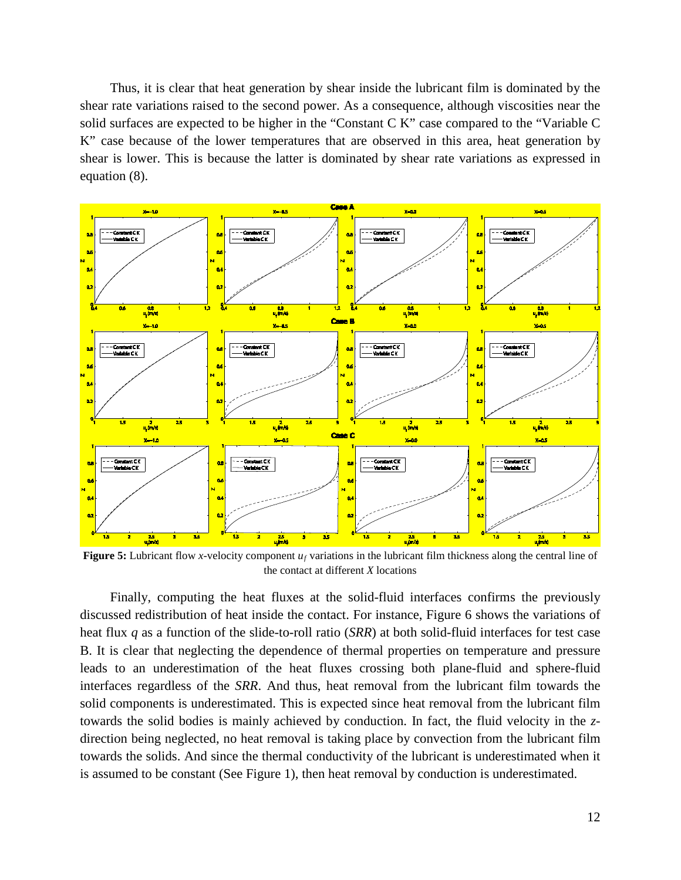Thus, it is clear that heat generation by shear inside the lubricant film is dominated by the shear rate variations raised to the second power. As a consequence, although viscosities near the solid surfaces are expected to be higher in the "Constant C K" case compared to the "Variable C K" case because of the lower temperatures that are observed in this area, heat generation by shear is lower. This is because the latter is dominated by shear rate variations as expressed in equation (8).

**Figure 5:** Lubricant flow *x*-velocity component $u_f$ variations in the lubricant film thickness along the central line of the contact at different *X* locations

Finally, computing the heat fluxes at the solid-fluid interfaces confirms the previously discussed redistribution of heat inside the contact. For instance, Figure 6 shows the variations of heat flux *q* as a function of the slide-to-roll ratio (*SRR*) at both solid-fluid interfaces for test case B. It is clear that neglecting the dependence of thermal properties on temperature and pressure leads to an underestimation of the heat fluxes crossing both plane-fluid and sphere-fluid interfaces regardless of the *SRR*. And thus, heat removal from the lubricant film towards the solid components is underestimated. This is expected since heat removal from the lubricant film towards the solid bodies is mainly achieved by conduction. In fact, the fluid velocity in the *z*-direction being neglected, no heat removal is taking place by convection from the lubricant film towards the solids. And since the thermal conductivity of the lubricant is underestimated when it is assumed to be constant (See Figure 1), then heat removal by conduction is underestimated.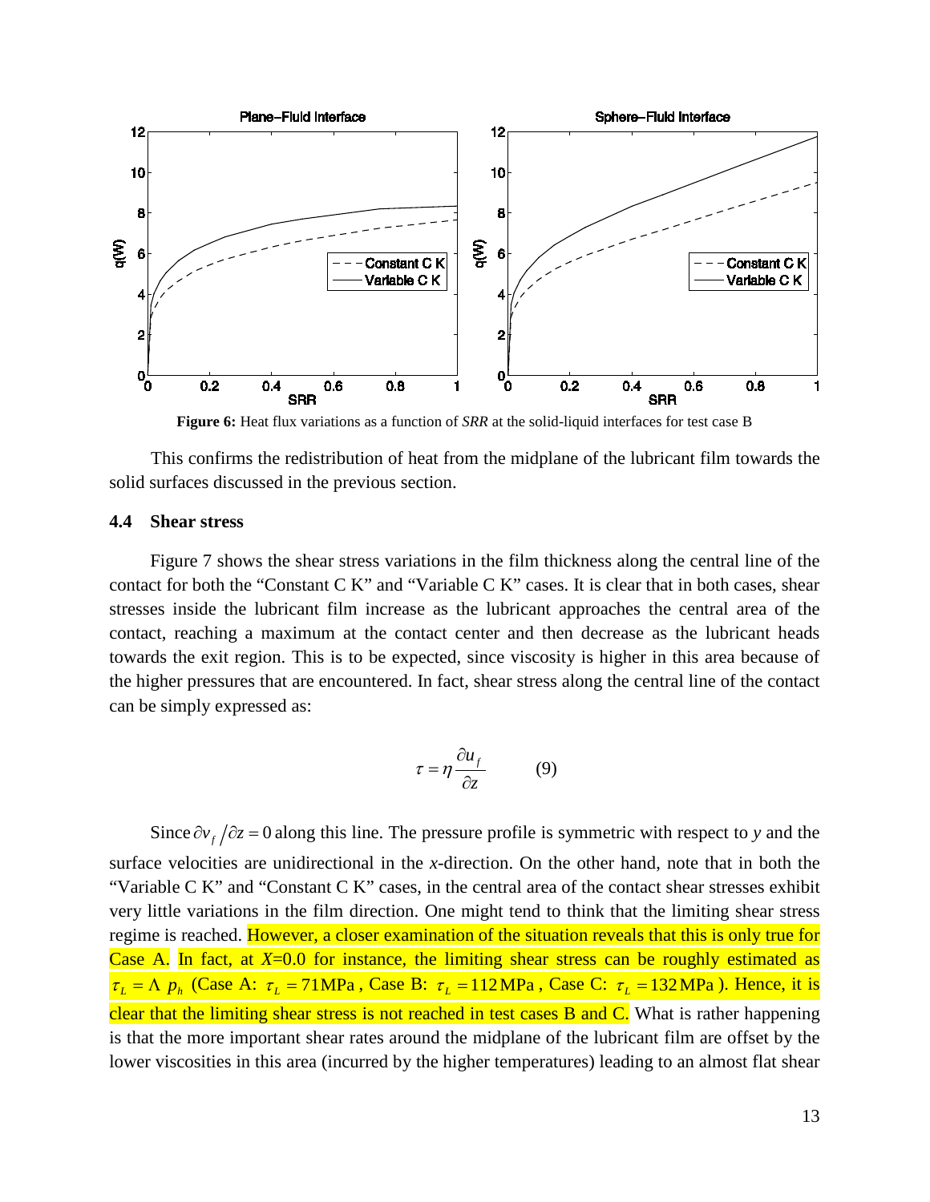**Figure 6:** Heat flux variations as a function of *SRR* at the solid-liquid interfaces for test case B

This confirms the redistribution of heat from the midplane of the lubricant film towards the solid surfaces discussed in the previous section.

### 4.4 Shear stress

Figure 7 shows the shear stress variations in the film thickness along the central line of the contact for both the "Constant C K" and "Variable C K" cases. It is clear that in both cases, shear stresses inside the lubricant film increase as the lubricant approaches the central area of the contact, reaching a maximum at the contact center and then decrease as the lubricant heads towards the exit region. This is to be expected, since viscosity is higher in this area because of the higher pressures that are encountered. In fact, shear stress along the central line of the contact can be simply expressed as:

$$\tau = \eta \frac{\partial u_f}{\partial z} \qquad (9)$$

Since $\partial v_f / \partial z = 0$ along this line. The pressure profile is symmetric with respect to *y* and the surface velocities are unidirectional in the *x*-direction. On the other hand, note that in both the "Variable C K" and "Constant C K" cases, in the central area of the contact shear stresses exhibit very little variations in the film direction. One might tend to think that the limiting shear stress regime is reached. However, a closer examination of the situation reveals that this is only true for Case A. In fact, at *X*=0.0 for instance, the limiting shear stress can be roughly estimated as $\tau_L = \Lambda \ p_h$ (Case A: $\tau_L = 71\,\text{MPa}$, Case B: $\tau_L = 112\,\text{MPa}$, Case C: $\tau_L = 132\,\text{MPa}$). Hence, it is clear that the limiting shear stress is not reached in test cases B and C. What is rather happening is that the more important shear rates around the midplane of the lubricant film are offset by the lower viscosities in this area (incurred by the higher temperatures) leading to an almost flat shear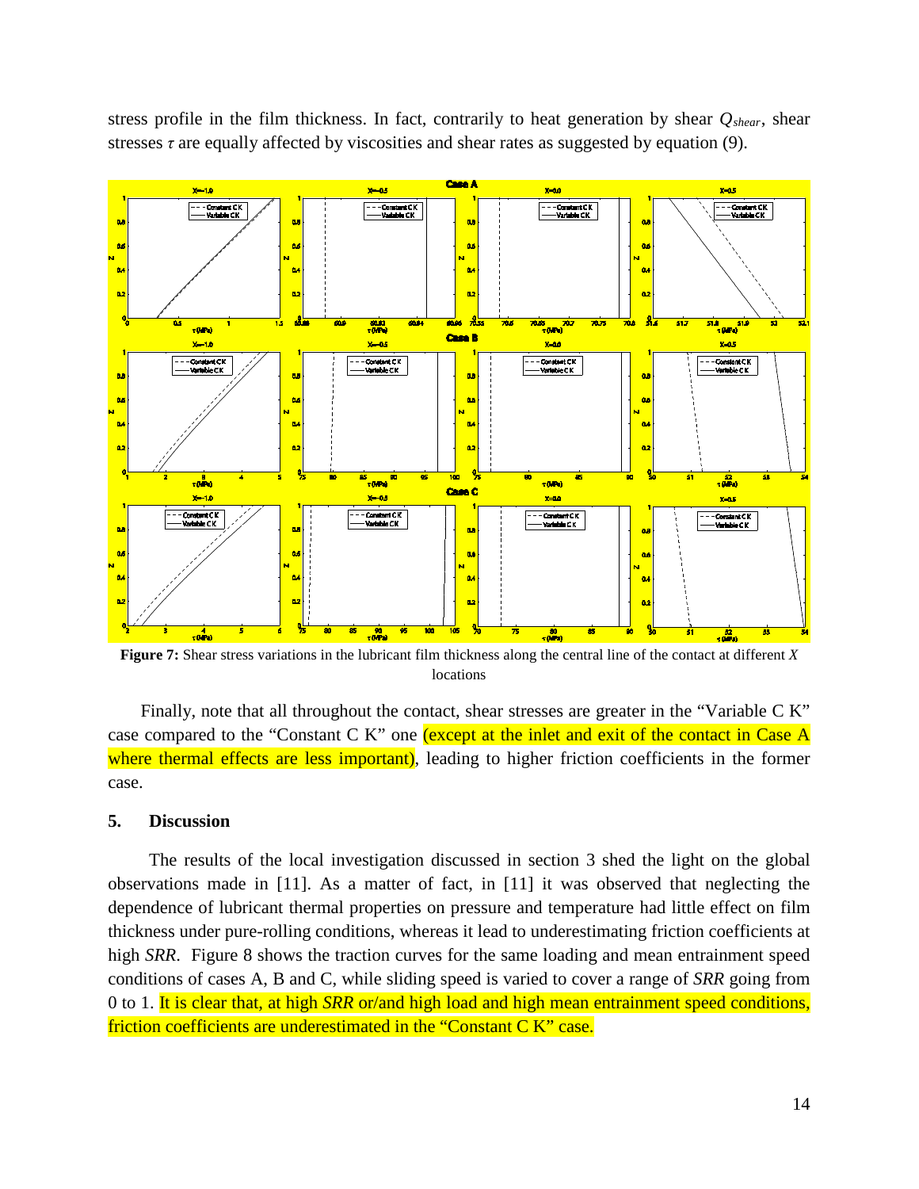stress profile in the film thickness. In fact, contrarily to heat generation by shear $Q_{shear}$, shear stresses $\tau$ are equally affected by viscosities and shear rates as suggested by equation (9).

**Figure 7:** Shear stress variations in the lubricant film thickness along the central line of the contact at different $X$ locations

Finally, note that all throughout the contact, shear stresses are greater in the "Variable C K" case compared to the "Constant C K" one (except at the inlet and exit of the contact in Case A where thermal effects are less important), leading to higher friction coefficients in the former case.

## 5. Discussion

The results of the local investigation discussed in section 3 shed the light on the global observations made in [11]. As a matter of fact, in [11] it was observed that neglecting the dependence of lubricant thermal properties on pressure and temperature had little effect on film thickness under pure-rolling conditions, whereas it lead to underestimating friction coefficients at high *SRR*. Figure 8 shows the traction curves for the same loading and mean entrainment speed conditions of cases A, B and C, while sliding speed is varied to cover a range of *SRR* going from 0 to 1. It is clear that, at high *SRR* or/and high load and high mean entrainment speed conditions, friction coefficients are underestimated in the "Constant C K" case.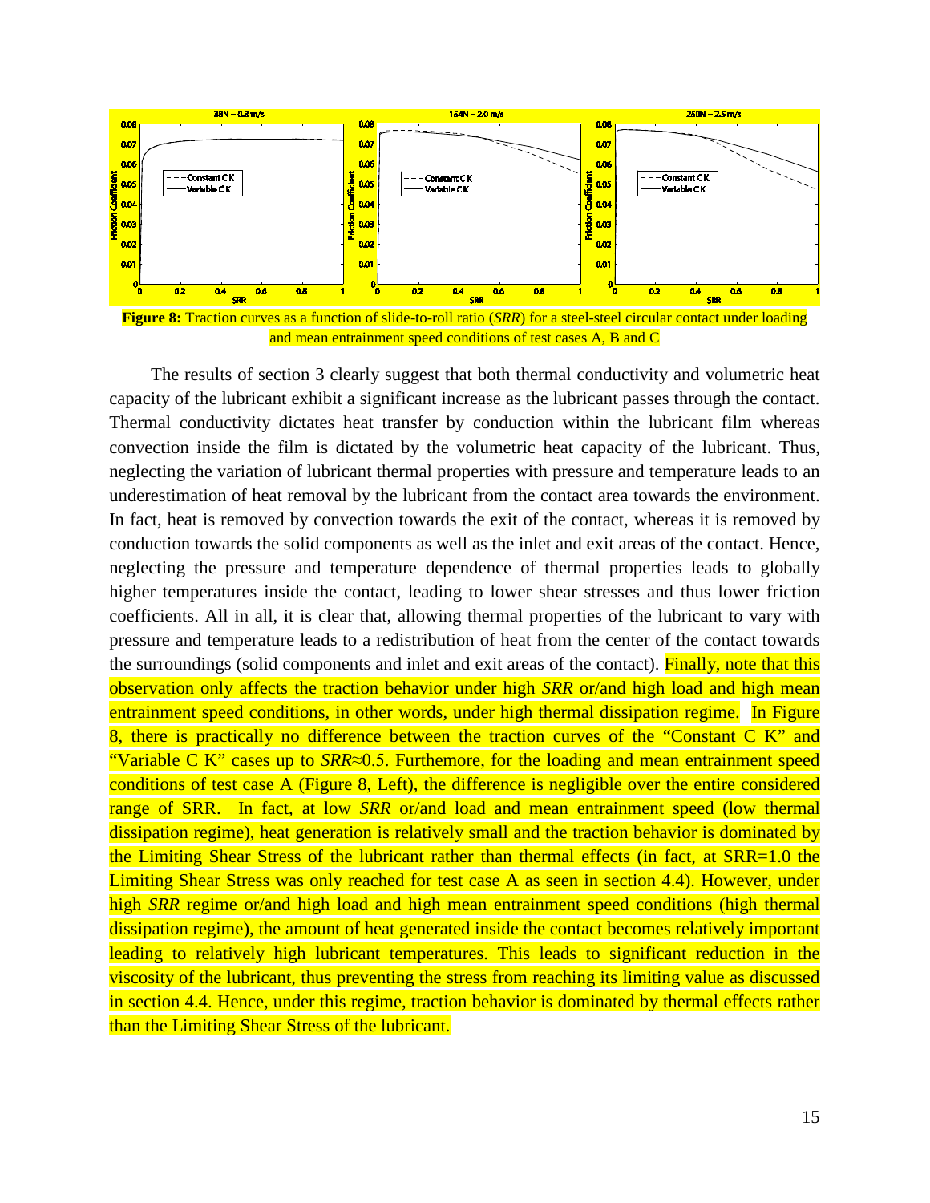**Figure 8:** Traction curves as a function of slide-to-roll ratio (*SRR*) for a steel-steel circular contact under loading and mean entrainment speed conditions of test cases A, B and C

The results of section 3 clearly suggest that both thermal conductivity and volumetric heat capacity of the lubricant exhibit a significant increase as the lubricant passes through the contact. Thermal conductivity dictates heat transfer by conduction within the lubricant film whereas convection inside the film is dictated by the volumetric heat capacity of the lubricant. Thus, neglecting the variation of lubricant thermal properties with pressure and temperature leads to an underestimation of heat removal by the lubricant from the contact area towards the environment. In fact, heat is removed by convection towards the exit of the contact, whereas it is removed by conduction towards the solid components as well as the inlet and exit areas of the contact. Hence, neglecting the pressure and temperature dependence of thermal properties leads to globally higher temperatures inside the contact, leading to lower shear stresses and thus lower friction coefficients. All in all, it is clear that, allowing thermal properties of the lubricant to vary with pressure and temperature leads to a redistribution of heat from the center of the contact towards the surroundings (solid components and inlet and exit areas of the contact). Finally, note that this observation only affects the traction behavior under high *SRR* or/and high load and high mean entrainment speed conditions, in other words, under high thermal dissipation regime. In Figure 8, there is practically no difference between the traction curves of the "Constant C K" and "Variable C K" cases up to *SRR*≈0.5. Furthermore, for the loading and mean entrainment speed conditions of test case A (Figure 8, Left), the difference is negligible over the entire considered range of SRR. In fact, at low *SRR* or/and load and mean entrainment speed (low thermal dissipation regime), heat generation is relatively small and the traction behavior is dominated by the Limiting Shear Stress of the lubricant rather than thermal effects (in fact, at SRR=1.0 the Limiting Shear Stress was only reached for test case A as seen in section 4.4). However, under high *SRR* regime or/and high load and high mean entrainment speed conditions (high thermal dissipation regime), the amount of heat generated inside the contact becomes relatively important leading to relatively high lubricant temperatures. This leads to significant reduction in the viscosity of the lubricant, thus preventing the stress from reaching its limiting value as discussed in section 4.4. Hence, under this regime, traction behavior is dominated by thermal effects rather than the Limiting Shear Stress of the lubricant.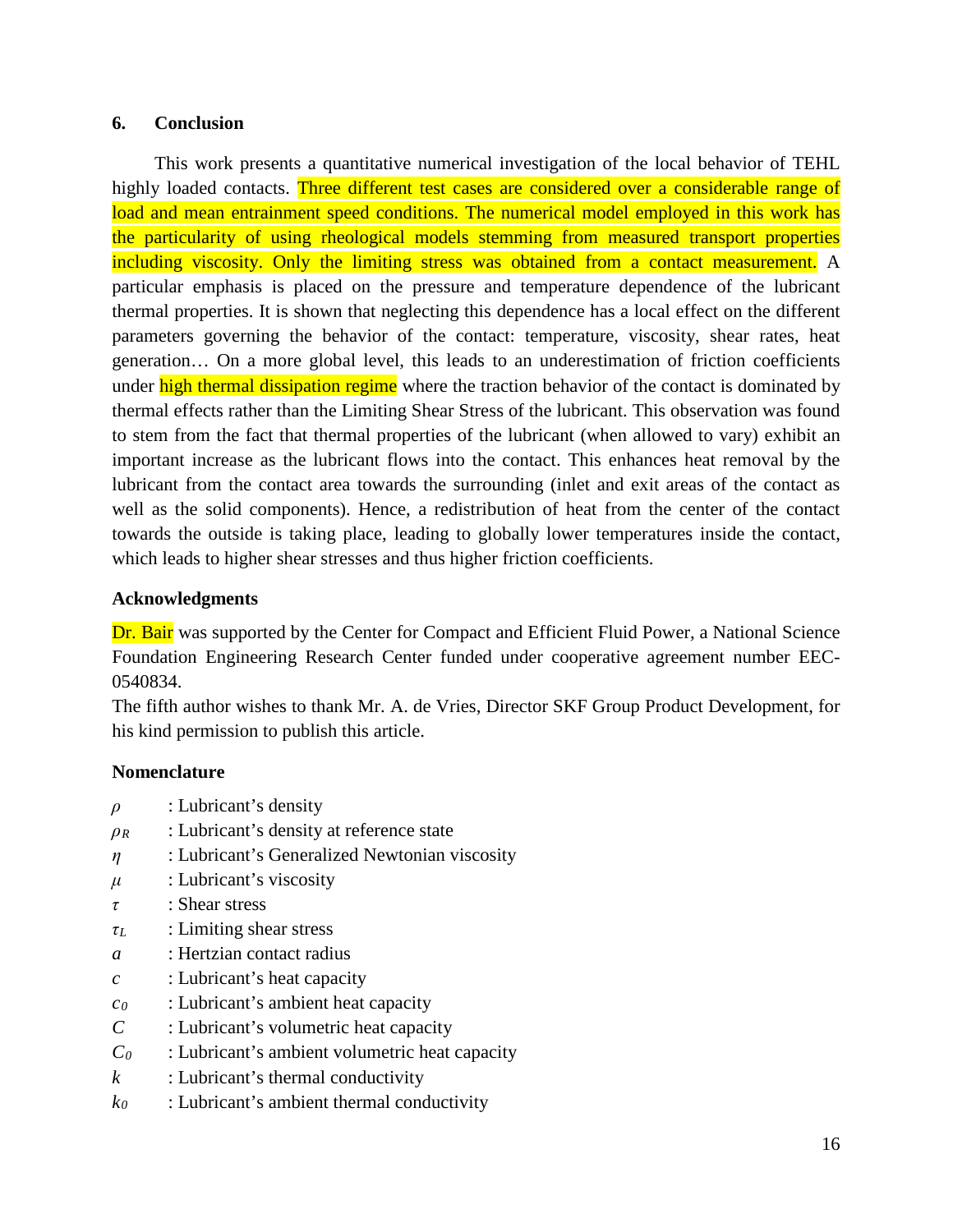## 6. Conclusion

This work presents a quantitative numerical investigation of the local behavior of TEHL highly loaded contacts. Three different test cases are considered over a considerable range of load and mean entrainment speed conditions. The numerical model employed in this work has the particularity of using rheological models stemming from measured transport properties including viscosity. Only the limiting stress was obtained from a contact measurement. A particular emphasis is placed on the pressure and temperature dependence of the lubricant thermal properties. It is shown that neglecting this dependence has a local effect on the different parameters governing the behavior of the contact: temperature, viscosity, shear rates, heat generation… On a more global level, this leads to an underestimation of friction coefficients under high thermal dissipation regime where the traction behavior of the contact is dominated by thermal effects rather than the Limiting Shear Stress of the lubricant. This observation was found to stem from the fact that thermal properties of the lubricant (when allowed to vary) exhibit an important increase as the lubricant flows into the contact. This enhances heat removal by the lubricant from the contact area towards the surrounding (inlet and exit areas of the contact as well as the solid components). Hence, a redistribution of heat from the center of the contact towards the outside is taking place, leading to globally lower temperatures inside the contact, which leads to higher shear stresses and thus higher friction coefficients.

### Acknowledgments

Dr. Bair was supported by the Center for Compact and Efficient Fluid Power, a National Science Foundation Engineering Research Center funded under cooperative agreement number EEC-0540834.

The fifth author wishes to thank Mr. A. de Vries, Director SKF Group Product Development, for his kind permission to publish this article.

### Nomenclature

- $\rho$ : Lubricant's density
- $\rho_R$ : Lubricant's density at reference state
- $\eta$ : Lubricant's Generalized Newtonian viscosity
- $\mu$ : Lubricant's viscosity
- $\tau$ : Shear stress
- $\tau_L$ : Limiting shear stress
- $a$ : Hertzian contact radius
- $c$ : Lubricant's heat capacity
- $c_0$ : Lubricant's ambient heat capacity
- $C$ : Lubricant's volumetric heat capacity
- $C_0$ : Lubricant's ambient volumetric heat capacity
- $k$ : Lubricant's thermal conductivity
- $k_0$ : Lubricant's ambient thermal conductivity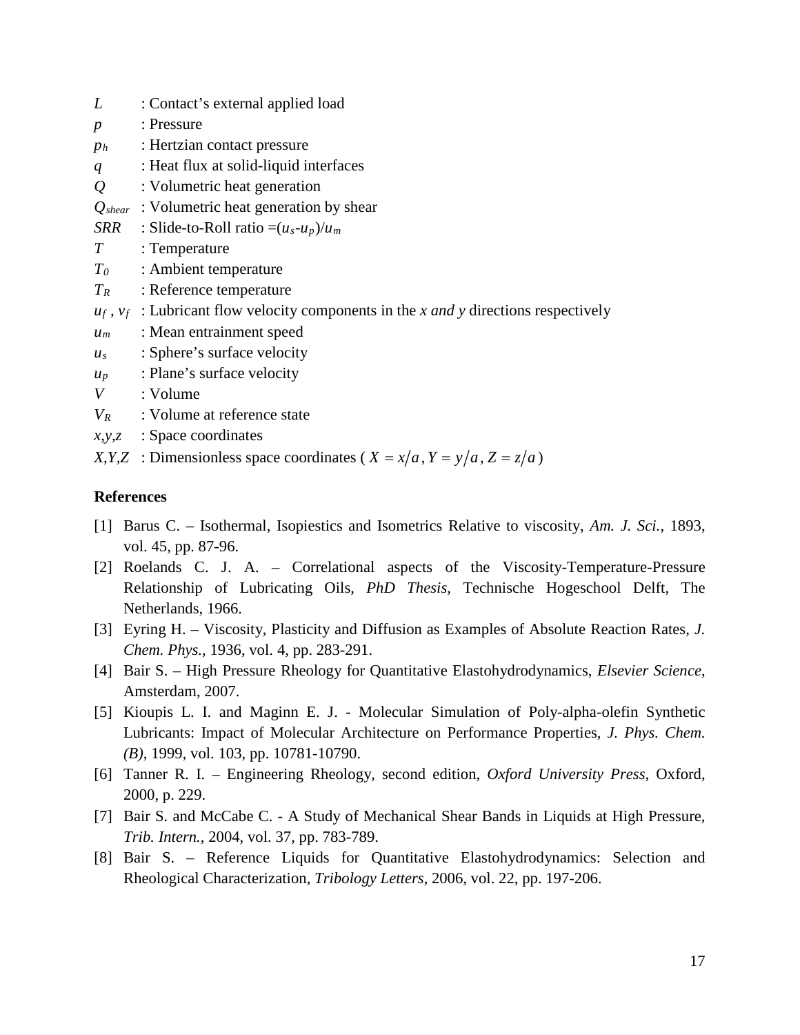$L$ : Contact's external applied load

$p$ : Pressure

$p_h$ : Hertzian contact pressure

$q$ : Heat flux at solid-liquid interfaces

$Q$ : Volumetric heat generation

$Q_{shear}$ : Volumetric heat generation by shear

$SRR$ : Slide-to-Roll ratio $=(u_s-u_p)/u_m$

$T$ : Temperature

$T_0$ : Ambient temperature

$T_R$ : Reference temperature

$u_f$ , $v_f$ : Lubricant flow velocity components in the *x and y* directions respectively

$u_m$ : Mean entrainment speed

$u_s$ : Sphere's surface velocity

$u_p$ : Plane's surface velocity

$V$ : Volume

$V_R$ : Volume at reference state

$x,y,z$ : Space coordinates

$X,Y,Z$ : Dimensionless space coordinates ( $X = x/a$ , $Y = y/a$ , $Z = z/a$ )

**References**

[1] Barus C. – Isothermal, Isopiestics and Isometrics Relative to viscosity, *Am. J. Sci.*, 1893, vol. 45, pp. 87-96.

[2] Roelands C. J. A. – Correlational aspects of the Viscosity-Temperature-Pressure Relationship of Lubricating Oils, *PhD Thesis*, Technische Hogeschool Delft, The Netherlands, 1966.

[3] Eyring H. – Viscosity, Plasticity and Diffusion as Examples of Absolute Reaction Rates, *J. Chem. Phys.*, 1936, vol. 4, pp. 283-291.

[4] Bair S. – High Pressure Rheology for Quantitative Elastohydrodynamics, *Elsevier Science*, Amsterdam, 2007.

[5] Kioupis L. I. and Maginn E. J. - Molecular Simulation of Poly-alpha-olefin Synthetic Lubricants: Impact of Molecular Architecture on Performance Properties, *J. Phys. Chem. (B)*, 1999, vol. 103, pp. 10781-10790.

[6] Tanner R. I. – Engineering Rheology, second edition, *Oxford University Press*, Oxford, 2000, p. 229.

[7] Bair S. and McCabe C. - A Study of Mechanical Shear Bands in Liquids at High Pressure, *Trib. Intern.*, 2004, vol. 37, pp. 783-789.

[8] Bair S. – Reference Liquids for Quantitative Elastohydrodynamics: Selection and Rheological Characterization, *Tribology Letters*, 2006, vol. 22, pp. 197-206.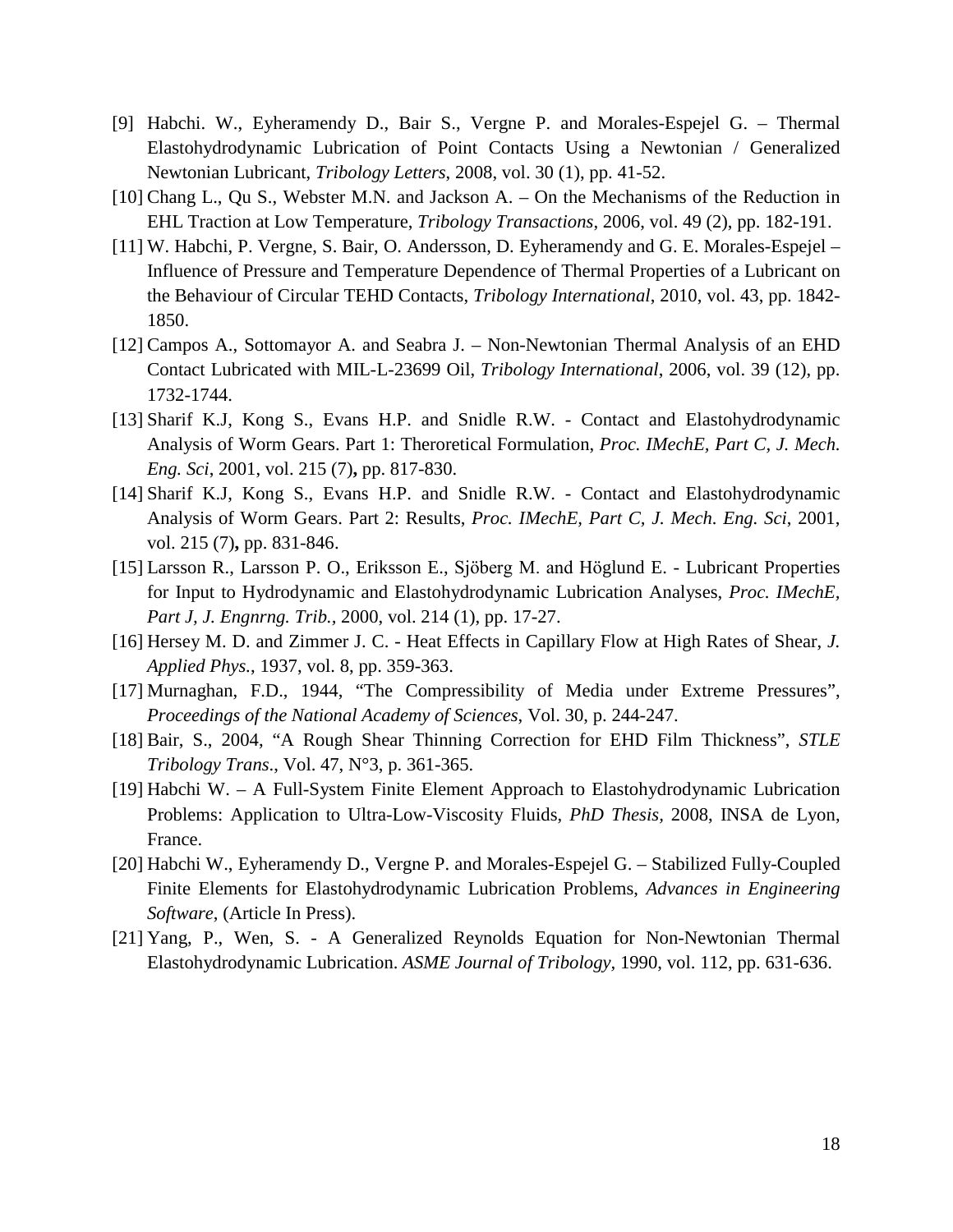[9] Habchi. W., Eyheramendy D., Bair S., Vergne P. and Morales-Espejel G. – Thermal Elastohydrodynamic Lubrication of Point Contacts Using a Newtonian / Generalized Newtonian Lubricant, *Tribology Letters*, 2008, vol. 30 (1), pp. 41-52.

[10] Chang L., Qu S., Webster M.N. and Jackson A. – On the Mechanisms of the Reduction in EHL Traction at Low Temperature, *Tribology Transactions*, 2006, vol. 49 (2), pp. 182-191.

[11] W. Habchi, P. Vergne, S. Bair, O. Andersson, D. Eyheramendy and G. E. Morales-Espejel – Influence of Pressure and Temperature Dependence of Thermal Properties of a Lubricant on the Behaviour of Circular TEHD Contacts, *Tribology International*, 2010, vol. 43, pp. 1842-1850.

[12] Campos A., Sottomayor A. and Seabra J. – Non-Newtonian Thermal Analysis of an EHD Contact Lubricated with MIL-L-23699 Oil, *Tribology International*, 2006, vol. 39 (12), pp. 1732-1744.

[13] Sharif K.J, Kong S., Evans H.P. and Snidle R.W. - Contact and Elastohydrodynamic Analysis of Worm Gears. Part 1: Theroretical Formulation, *Proc. IMechE, Part C, J. Mech. Eng. Sci*, 2001, vol. 215 (7)**,** pp. 817-830.

[14] Sharif K.J, Kong S., Evans H.P. and Snidle R.W. - Contact and Elastohydrodynamic Analysis of Worm Gears. Part 2: Results, *Proc. IMechE, Part C, J. Mech. Eng. Sci*, 2001, vol. 215 (7)**,** pp. 831-846.

[15] Larsson R., Larsson P. O., Eriksson E., Sjöberg M. and Höglund E. - Lubricant Properties for Input to Hydrodynamic and Elastohydrodynamic Lubrication Analyses, *Proc. IMechE, Part J, J. Engnrng. Trib.*, 2000, vol. 214 (1), pp. 17-27.

[16] Hersey M. D. and Zimmer J. C. - Heat Effects in Capillary Flow at High Rates of Shear, *J. Applied Phys.*, 1937, vol. 8, pp. 359-363.

[17] Murnaghan, F.D., 1944, "The Compressibility of Media under Extreme Pressures", *Proceedings of the National Academy of Sciences*, Vol. 30, p. 244-247.

[18] Bair, S., 2004, "A Rough Shear Thinning Correction for EHD Film Thickness", *STLE Tribology Trans*., Vol. 47, N°3, p. 361-365.

[19] Habchi W. – A Full-System Finite Element Approach to Elastohydrodynamic Lubrication Problems: Application to Ultra-Low-Viscosity Fluids, *PhD Thesis,* 2008, INSA de Lyon, France.

[20] Habchi W., Eyheramendy D., Vergne P. and Morales-Espejel G. – Stabilized Fully-Coupled Finite Elements for Elastohydrodynamic Lubrication Problems, *Advances in Engineering Software*, (Article In Press).

[21] Yang, P., Wen, S. - A Generalized Reynolds Equation for Non-Newtonian Thermal Elastohydrodynamic Lubrication. *ASME Journal of Tribology*, 1990, vol. 112, pp. 631-636.